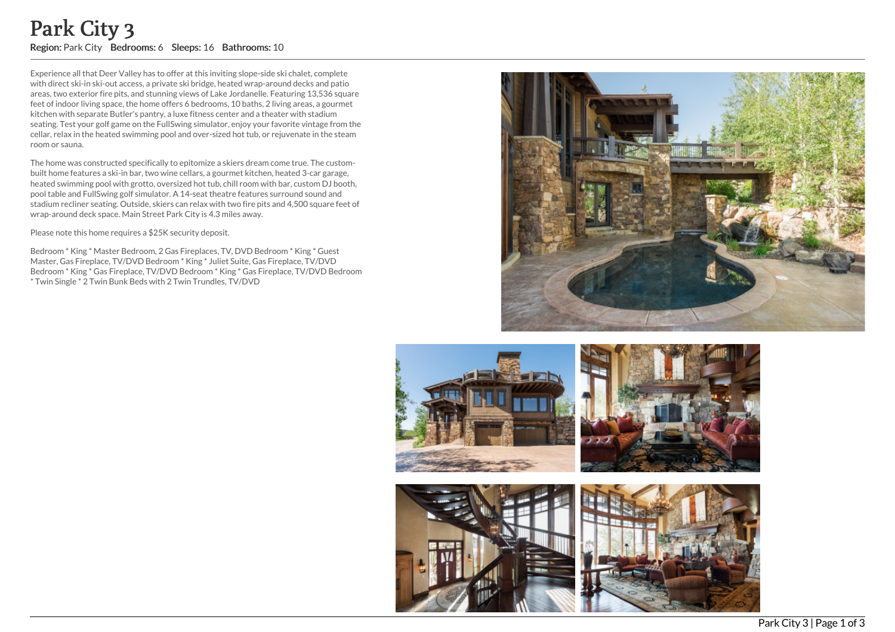# Park City 3

**Region:** Park City **Bedrooms:** 6 **Sleeps:** 16 **Bathrooms:** 10

Experience all that Deer Valley has to offer at this inviting slope-side ski chalet, complete with direct ski-in ski-out access, a private ski bridge, heated wrap-around decks and patio areas, two exterior fire pits, and stunning views of Lake Jordanelle. Featuring 13,536 square feet of indoor living space, the home offers 6 bedrooms, 10 baths, 2 living areas, a gourmet kitchen with separate Butler's pantry, a luxe fitness center and a theater with stadium seating. Test your golf game on the FullSwing simulator, enjoy your favorite vintage from the cellar, relax in the heated swimming pool and over-sized hot tub, or rejuvenate in the steam room or sauna.

The home was constructed specifically to epitomize a skiers dream come true. The custom-built home features a ski-in bar, two wine cellars, a gourmet kitchen, heated 3-car garage, heated swimming pool with grotto, oversized hot tub, chill room with bar, custom DJ booth, pool table and FullSwing golf simulator. A 14-seat theatre features surround sound and stadium recliner seating. Outside, skiers can relax with two fire pits and 4,500 square feet of wrap-around deck space. Main Street Park City is 4.3 miles away.

Please note this home requires a $25K security deposit.

Bedroom * King * Master Bedroom, 2 Gas Fireplaces, TV, DVD Bedroom * King * Guest Master, Gas Fireplace, TV/DVD Bedroom * King * Juliet Suite, Gas Fireplace, TV/DVD Bedroom * King * Gas Fireplace, TV/DVD Bedroom * King * Gas Fireplace, TV/DVD Bedroom * Twin Single * 2 Twin Bunk Beds with 2 Twin Trundles, TV/DVD